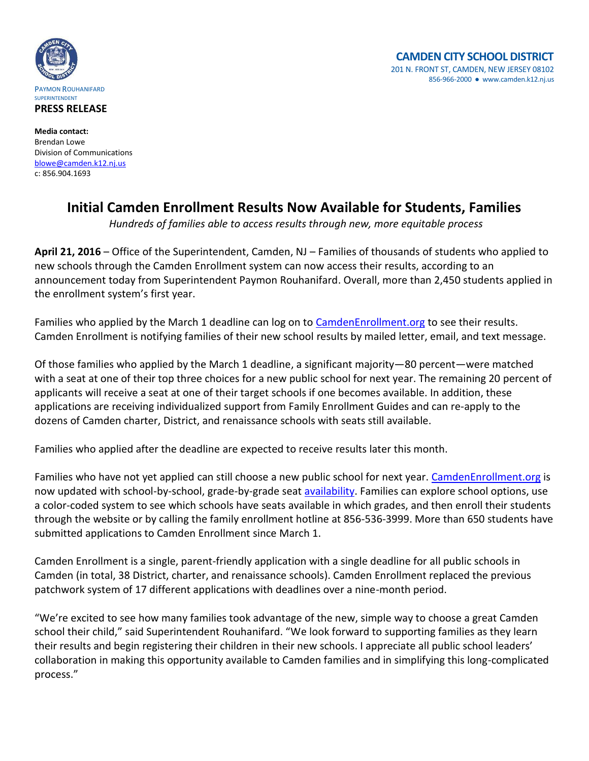PAYMON ROUHANIFARD
SUPERINTENDENT

**PRESS RELEASE**

**CAMDEN CITY SCHOOL DISTRICT**
201 N. FRONT ST, CAMDEN, NEW JERSEY 08102
856-966-2000 ● www.camden.k12.nj.us

**Media contact:**
Brendan Lowe
Division of Communications
blowe@camden.k12.nj.us
c: 856.904.1693

# Initial Camden Enrollment Results Now Available for Students, Families

*Hundreds of families able to access results through new, more equitable process*

**April 21, 2016** – Office of the Superintendent, Camden, NJ – Families of thousands of students who applied to new schools through the Camden Enrollment system can now access their results, according to an announcement today from Superintendent Paymon Rouhanifard. Overall, more than 2,450 students applied in the enrollment system's first year.

Families who applied by the March 1 deadline can log on to CamdenEnrollment.org to see their results. Camden Enrollment is notifying families of their new school results by mailed letter, email, and text message.

Of those families who applied by the March 1 deadline, a significant majority—80 percent—were matched with a seat at one of their top three choices for a new public school for next year. The remaining 20 percent of applicants will receive a seat at one of their target schools if one becomes available. In addition, these applications are receiving individualized support from Family Enrollment Guides and can re-apply to the dozens of Camden charter, District, and renaissance schools with seats still available.

Families who applied after the deadline are expected to receive results later this month.

Families who have not yet applied can still choose a new public school for next year. CamdenEnrollment.org is now updated with school-by-school, grade-by-grade seat availability. Families can explore school options, use a color-coded system to see which schools have seats available in which grades, and then enroll their students through the website or by calling the family enrollment hotline at 856-536-3999. More than 650 students have submitted applications to Camden Enrollment since March 1.

Camden Enrollment is a single, parent-friendly application with a single deadline for all public schools in Camden (in total, 38 District, charter, and renaissance schools). Camden Enrollment replaced the previous patchwork system of 17 different applications with deadlines over a nine-month period.

"We're excited to see how many families took advantage of the new, simple way to choose a great Camden school their child," said Superintendent Rouhanifard. "We look forward to supporting families as they learn their results and begin registering their children in their new schools. I appreciate all public school leaders' collaboration in making this opportunity available to Camden families and in simplifying this long-complicated process."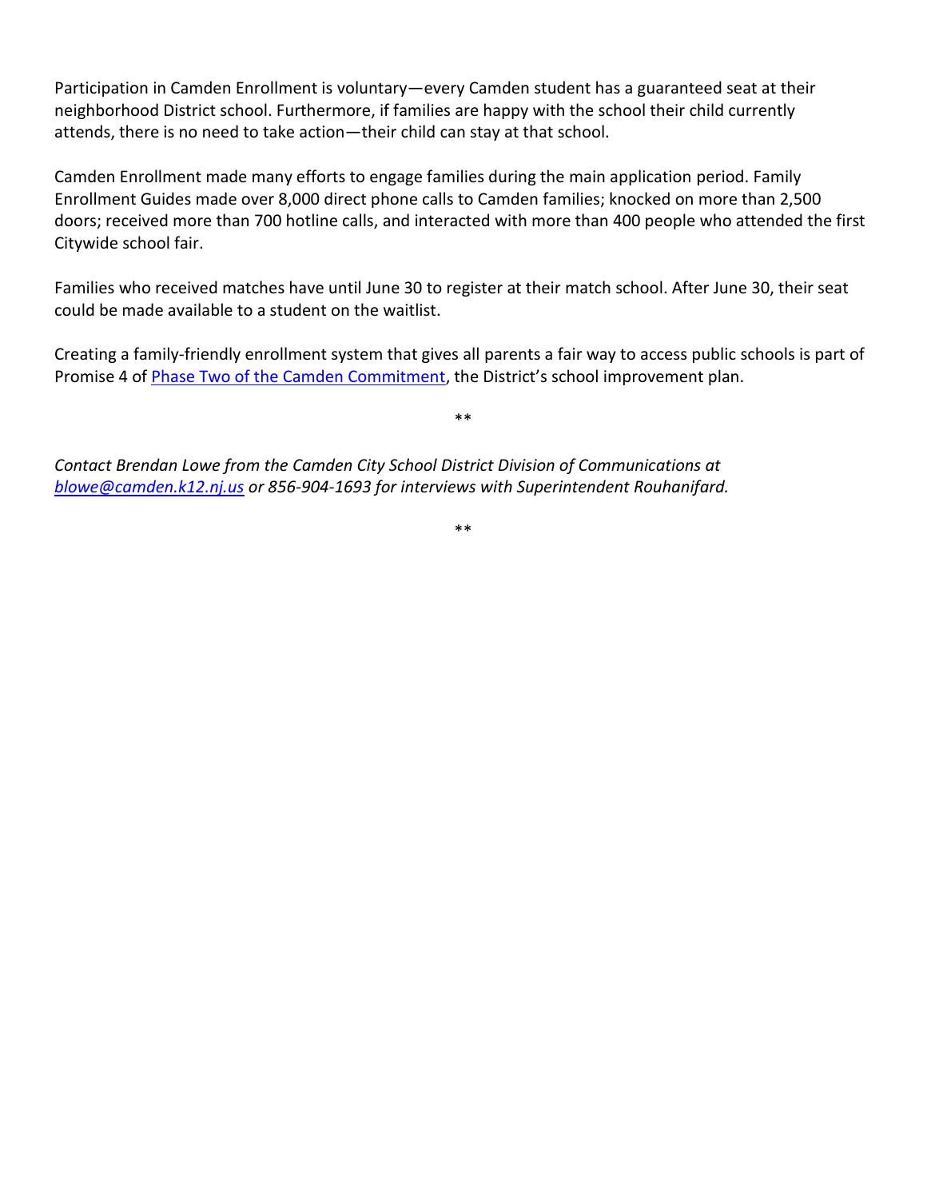Participation in Camden Enrollment is voluntary—every Camden student has a guaranteed seat at their neighborhood District school. Furthermore, if families are happy with the school their child currently attends, there is no need to take action—their child can stay at that school.

Camden Enrollment made many efforts to engage families during the main application period. Family Enrollment Guides made over 8,000 direct phone calls to Camden families; knocked on more than 2,500 doors; received more than 700 hotline calls, and interacted with more than 400 people who attended the first Citywide school fair.

Families who received matches have until June 30 to register at their match school. After June 30, their seat could be made available to a student on the waitlist.

Creating a family-friendly enrollment system that gives all parents a fair way to access public schools is part of Promise 4 of [Phase Two of the Camden Commitment](), the District's school improvement plan.

\*\*

*Contact Brendan Lowe from the Camden City School District Division of Communications at [blowe@camden.k12.nj.us](mailto:blowe@camden.k12.nj.us) or 856-904-1693 for interviews with Superintendent Rouhanifard.*

\*\*